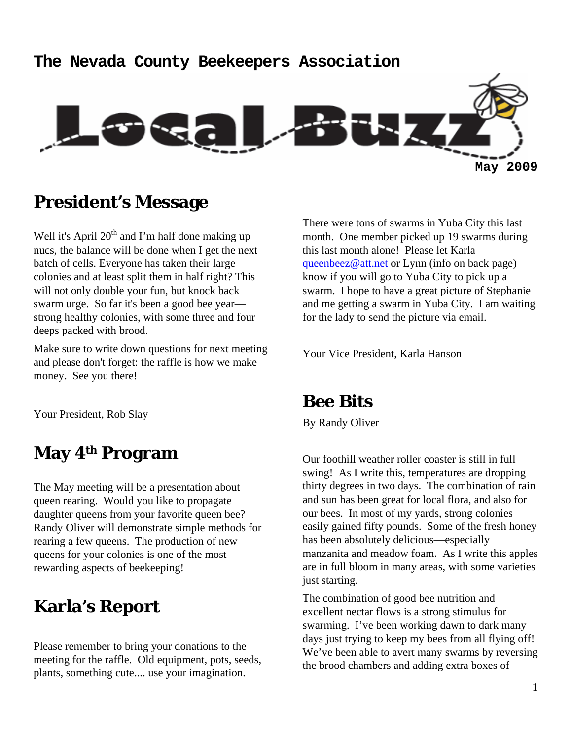# The Nevada County Beekeepers Association

# Local Buzz

May 2009

## President's Message

Well it's April 20th and I'm half done making up nucs, the balance will be done when I get the next batch of cells. Everyone has taken their large colonies and at least split them in half right? This will not only double your fun, but knock back swarm urge. So far it's been a good bee year—strong healthy colonies, with some three and four deeps packed with brood.

Make sure to write down questions for next meeting and please don't forget: the raffle is how we make money. See you there!

Your President, Rob Slay

## May 4th Program

The May meeting will be a presentation about queen rearing. Would you like to propagate daughter queens from your favorite queen bee? Randy Oliver will demonstrate simple methods for rearing a few queens. The production of new queens for your colonies is one of the most rewarding aspects of beekeeping!

## Karla's Report

Please remember to bring your donations to the meeting for the raffle. Old equipment, pots, seeds, plants, something cute.... use your imagination.

There were tons of swarms in Yuba City this last month. One member picked up 19 swarms during this last month alone! Please let Karla queenbeez@att.net or Lynn (info on back page) know if you will go to Yuba City to pick up a swarm. I hope to have a great picture of Stephanie and me getting a swarm in Yuba City. I am waiting for the lady to send the picture via email.

Your Vice President, Karla Hanson

## Bee Bits

By Randy Oliver

Our foothill weather roller coaster is still in full swing! As I write this, temperatures are dropping thirty degrees in two days. The combination of rain and sun has been great for local flora, and also for our bees. In most of my yards, strong colonies easily gained fifty pounds. Some of the fresh honey has been absolutely delicious—especially manzanita and meadow foam. As I write this apples are in full bloom in many areas, with some varieties just starting.

The combination of good bee nutrition and excellent nectar flows is a strong stimulus for swarming. I've been working dawn to dark many days just trying to keep my bees from all flying off! We've been able to avert many swarms by reversing the brood chambers and adding extra boxes of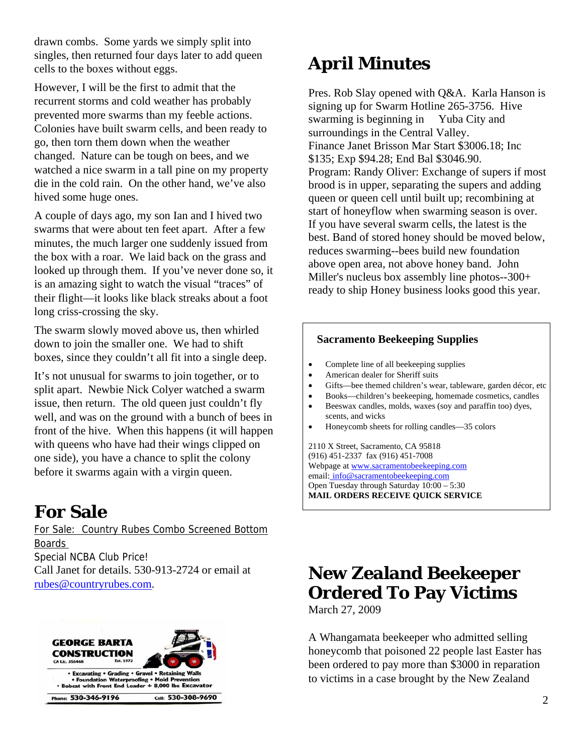drawn combs. Some yards we simply split into singles, then returned four days later to add queen cells to the boxes without eggs.

However, I will be the first to admit that the recurrent storms and cold weather has probably prevented more swarms than my feeble actions. Colonies have built swarm cells, and been ready to go, then torn them down when the weather changed. Nature can be tough on bees, and we watched a nice swarm in a tall pine on my property die in the cold rain. On the other hand, we've also hived some huge ones.

A couple of days ago, my son Ian and I hived two swarms that were about ten feet apart. After a few minutes, the much larger one suddenly issued from the box with a roar. We laid back on the grass and looked up through them. If you've never done so, it is an amazing sight to watch the visual "traces" of their flight—it looks like black streaks about a foot long criss-crossing the sky.

The swarm slowly moved above us, then whirled down to join the smaller one. We had to shift boxes, since they couldn't all fit into a single deep.

It's not unusual for swarms to join together, or to split apart. Newbie Nick Colyer watched a swarm issue, then return. The old queen just couldn't fly well, and was on the ground with a bunch of bees in front of the hive. When this happens (it will happen with queens who have had their wings clipped on one side), you have a chance to split the colony before it swarms again with a virgin queen.

# For Sale

For Sale: Country Rubes Combo Screened Bottom Boards

Special NCBA Club Price!

Call Janet for details. 530-913-2724 or email at rubes@countryrubes.com.

**GEORGE BARTA CONSTRUCTION**
CA Lic. 355468 Est. 1972
- Excavating • Grading • Gravel • Retaining Walls
- Foundation Waterproofing • Mold Prevention
- Bobcat with Front End Loader + 8,000 lbs Excavator

Phone: 530-346-9196 Cell: 530-308-9690

# April Minutes

Pres. Rob Slay opened with Q&A. Karla Hanson is signing up for Swarm Hotline 265-3756. Hive swarming is beginning in Yuba City and surroundings in the Central Valley.
Finance Janet Brisson Mar Start $3006.18; Inc $135; Exp $94.28; End Bal $3046.90.
Program: Randy Oliver: Exchange of supers if most brood is in upper, separating the supers and adding queen or queen cell until built up; recombining at start of honeyflow when swarming season is over. If you have several swarm cells, the latest is the best. Band of stored honey should be moved below, reduces swarming--bees build new foundation above open area, not above honey band. John Miller's nucleus box assembly line photos--300+ ready to ship Honey business looks good this year.

**Sacramento Beekeeping Supplies**

- Complete line of all beekeeping supplies
- American dealer for Sheriff suits
- Gifts—bee themed children's wear, tableware, garden décor, etc
- Books—children's beekeeping, homemade cosmetics, candles
- Beeswax candles, molds, waxes (soy and paraffin too) dyes, scents, and wicks
- Honeycomb sheets for rolling candles—35 colors

2110 X Street, Sacramento, CA 95818
(916) 451-2337 fax (916) 451-7008
Webpage at www.sacramentobeekeeping.com
email: info@sacramentobeekeeping.com
Open Tuesday through Saturday 10:00 – 5:30
**MAIL ORDERS RECEIVE QUICK SERVICE**

# New Zealand Beekeeper Ordered To Pay Victims

March 27, 2009

A Whangamata beekeeper who admitted selling honeycomb that poisoned 22 people last Easter has been ordered to pay more than $3000 in reparation to victims in a case brought by the New Zealand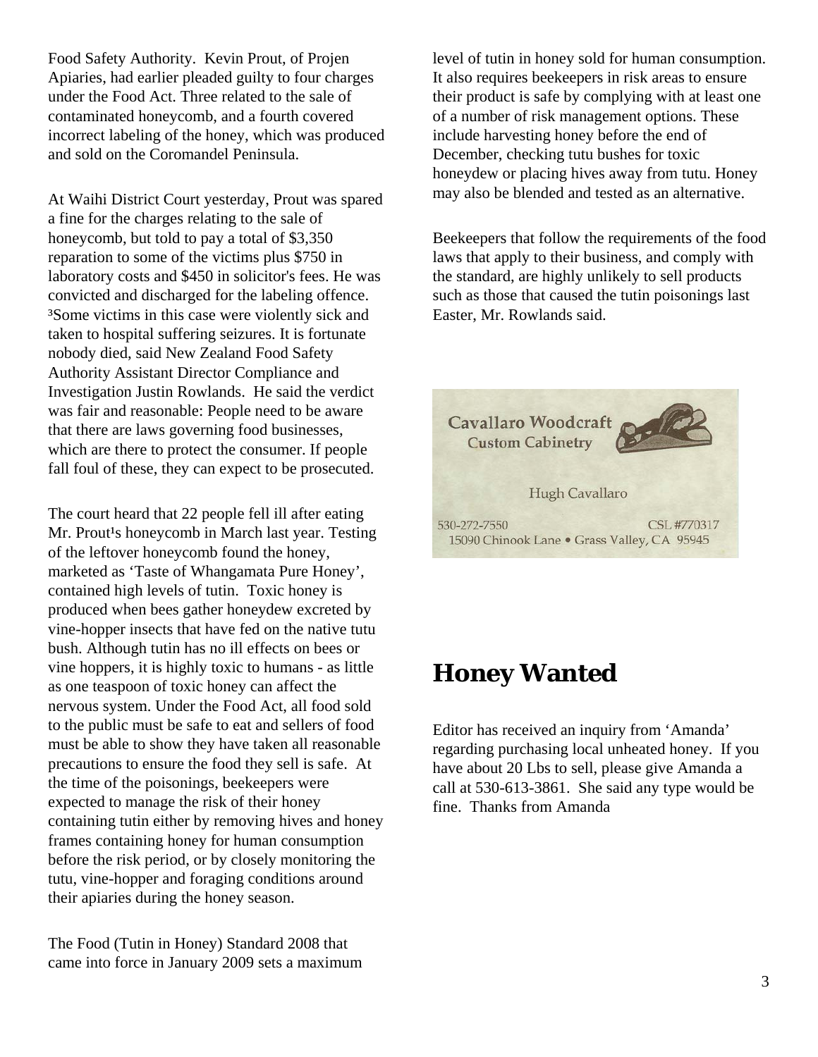Food Safety Authority. Kevin Prout, of Projen Apiaries, had earlier pleaded guilty to four charges under the Food Act. Three related to the sale of contaminated honeycomb, and a fourth covered incorrect labeling of the honey, which was produced and sold on the Coromandel Peninsula.

At Waihi District Court yesterday, Prout was spared a fine for the charges relating to the sale of honeycomb, but told to pay a total of $3,350 reparation to some of the victims plus $750 in laboratory costs and $450 in solicitor's fees. He was convicted and discharged for the labeling offence. ³Some victims in this case were violently sick and taken to hospital suffering seizures. It is fortunate nobody died, said New Zealand Food Safety Authority Assistant Director Compliance and Investigation Justin Rowlands. He said the verdict was fair and reasonable: People need to be aware that there are laws governing food businesses, which are there to protect the consumer. If people fall foul of these, they can expect to be prosecuted.

The court heard that 22 people fell ill after eating Mr. Prout¹s honeycomb in March last year. Testing of the leftover honeycomb found the honey, marketed as 'Taste of Whangamata Pure Honey', contained high levels of tutin. Toxic honey is produced when bees gather honeydew excreted by vine-hopper insects that have fed on the native tutu bush. Although tutin has no ill effects on bees or vine hoppers, it is highly toxic to humans - as little as one teaspoon of toxic honey can affect the nervous system. Under the Food Act, all food sold to the public must be safe to eat and sellers of food must be able to show they have taken all reasonable precautions to ensure the food they sell is safe. At the time of the poisonings, beekeepers were expected to manage the risk of their honey containing tutin either by removing hives and honey frames containing honey for human consumption before the risk period, or by closely monitoring the tutu, vine-hopper and foraging conditions around their apiaries during the honey season.

The Food (Tutin in Honey) Standard 2008 that came into force in January 2009 sets a maximum level of tutin in honey sold for human consumption. It also requires beekeepers in risk areas to ensure their product is safe by complying with at least one of a number of risk management options. These include harvesting honey before the end of December, checking tutu bushes for toxic honeydew or placing hives away from tutu. Honey may also be blended and tested as an alternative.

Beekeepers that follow the requirements of the food laws that apply to their business, and comply with the standard, are highly unlikely to sell products such as those that caused the tutin poisonings last Easter, Mr. Rowlands said.

Cavallaro Woodcraft
Custom Cabinetry

Hugh Cavallaro

530-272-7550 CSL #770317
15090 Chinook Lane • Grass Valley, CA 95945

## Honey Wanted

Editor has received an inquiry from 'Amanda' regarding purchasing local unheated honey. If you have about 20 Lbs to sell, please give Amanda a call at 530-613-3861. She said any type would be fine. Thanks from Amanda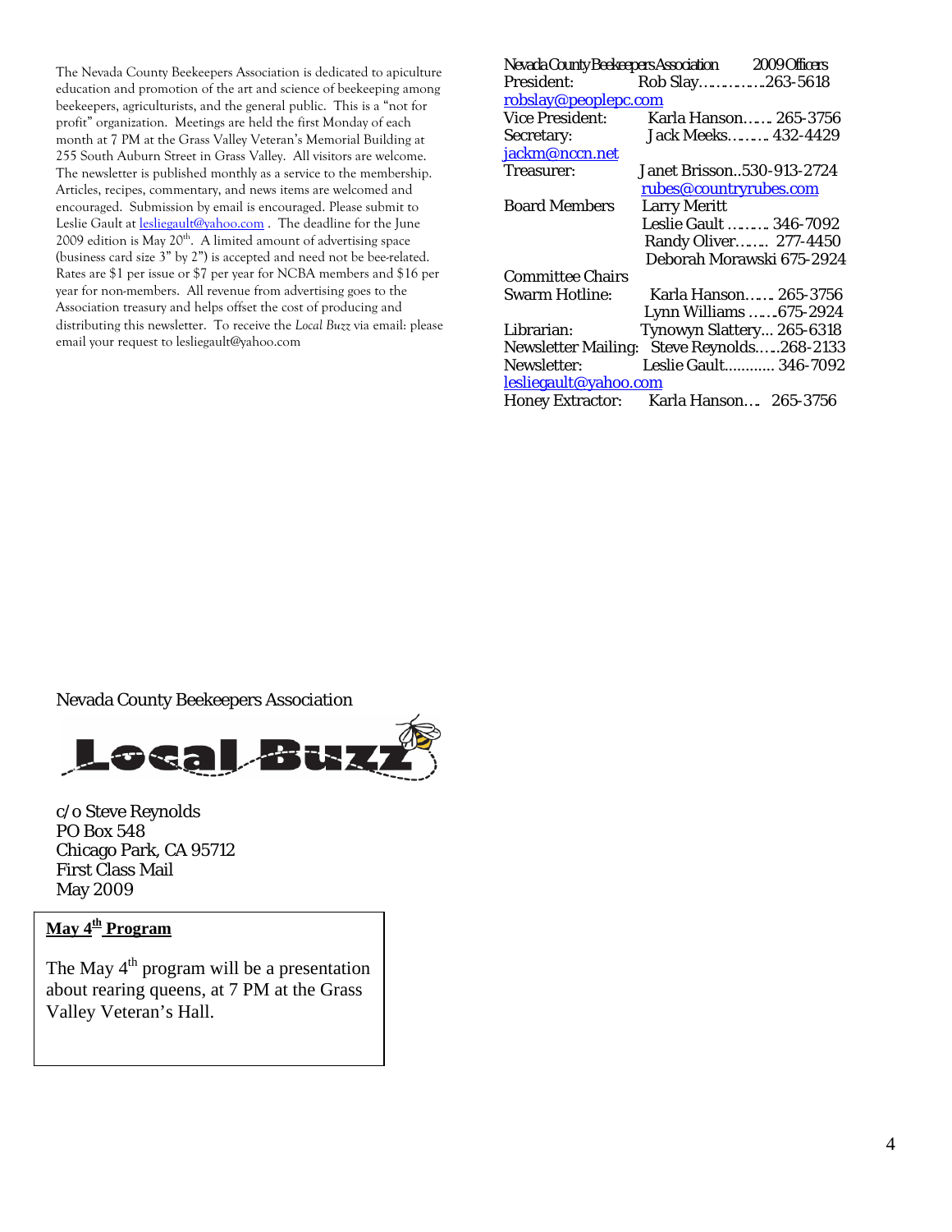The Nevada County Beekeepers Association is dedicated to apiculture education and promotion of the art and science of beekeeping among beekeepers, agriculturists, and the general public. This is a "not for profit" organization. Meetings are held the first Monday of each month at 7 PM at the Grass Valley Veteran's Memorial Building at 255 South Auburn Street in Grass Valley. All visitors are welcome. The newsletter is published monthly as a service to the membership. Articles, recipes, commentary, and news items are welcomed and encouraged. Submission by email is encouraged. Please submit to Leslie Gault at lesliegault@yahoo.com . The deadline for the June 2009 edition is May 20th. A limited amount of advertising space (business card size 3" by 2") is accepted and need not be bee-related. Rates are $1 per issue or $7 per year for NCBA members and $16 per year for non-members. All revenue from advertising goes to the Association treasury and helps offset the cost of producing and distributing this newsletter. To receive the *Local Buzz* via email: please email your request to lesliegault@yahoo.com

Nevada County Beekeepers Association 2009 Officers

President: Rob Slay…………..263-5618
robslay@peoplepc.com
Vice President: Karla Hanson…… 265-3756
Secretary: Jack Meeks……… 432-4429
jackm@nccn.net
Treasurer: Janet Brisson..530-913-2724
rubes@countryrubes.com
Board Members: Larry Meritt
Leslie Gault ……… 346-7092
Randy Oliver……. 277-4450
Deborah Morawski 675-2924

Committee Chairs
Swarm Hotline: Karla Hanson…… 265-3756
Lynn Williams ……675-2924
Librarian: Tynowyn Slattery… 265-6318
Newsletter Mailing: Steve Reynolds…..268-2133
Newsletter: Leslie Gault............ 346-7092
lesliegault@yahoo.com
Honey Extractor: Karla Hanson…. 265-3756

Nevada County Beekeepers Association

Local Buzz

c/o Steve Reynolds
PO Box 548
Chicago Park, CA 95712
First Class Mail
May 2009

**May 4th Program**

The May 4th program will be a presentation about rearing queens, at 7 PM at the Grass Valley Veteran's Hall.